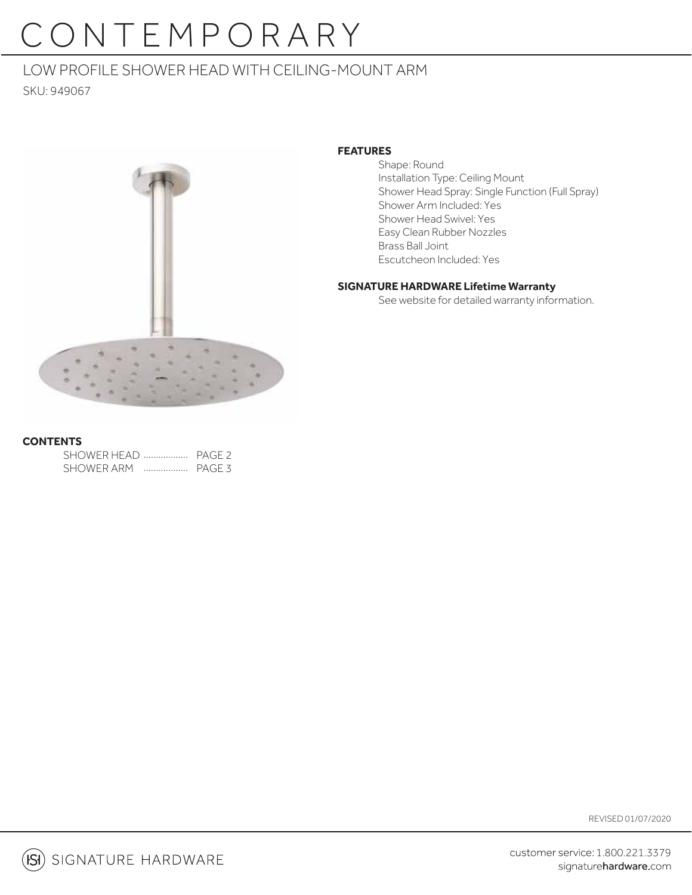# CONTEMPORARY

## LOW PROFILE SHOWER HEAD WITH CEILING-MOUNT ARM

SKU: 949067

### FEATURES

- Shape: Round
- Installation Type: Ceiling Mount
- Shower Head Spray: Single Function (Full Spray)
- Shower Arm Included: Yes
- Shower Head Swivel: Yes
- Easy Clean Rubber Nozzles
- Brass Ball Joint
- Escutcheon Included: Yes

### SIGNATURE HARDWARE Lifetime Warranty

See website for detailed warranty information.

### CONTENTS

SHOWER HEAD .................. PAGE 2
SHOWER ARM .................. PAGE 3

REVISED 01/07/2020

SIGNATURE HARDWARE

customer service: 1.800.221.3379
signaturehardware.com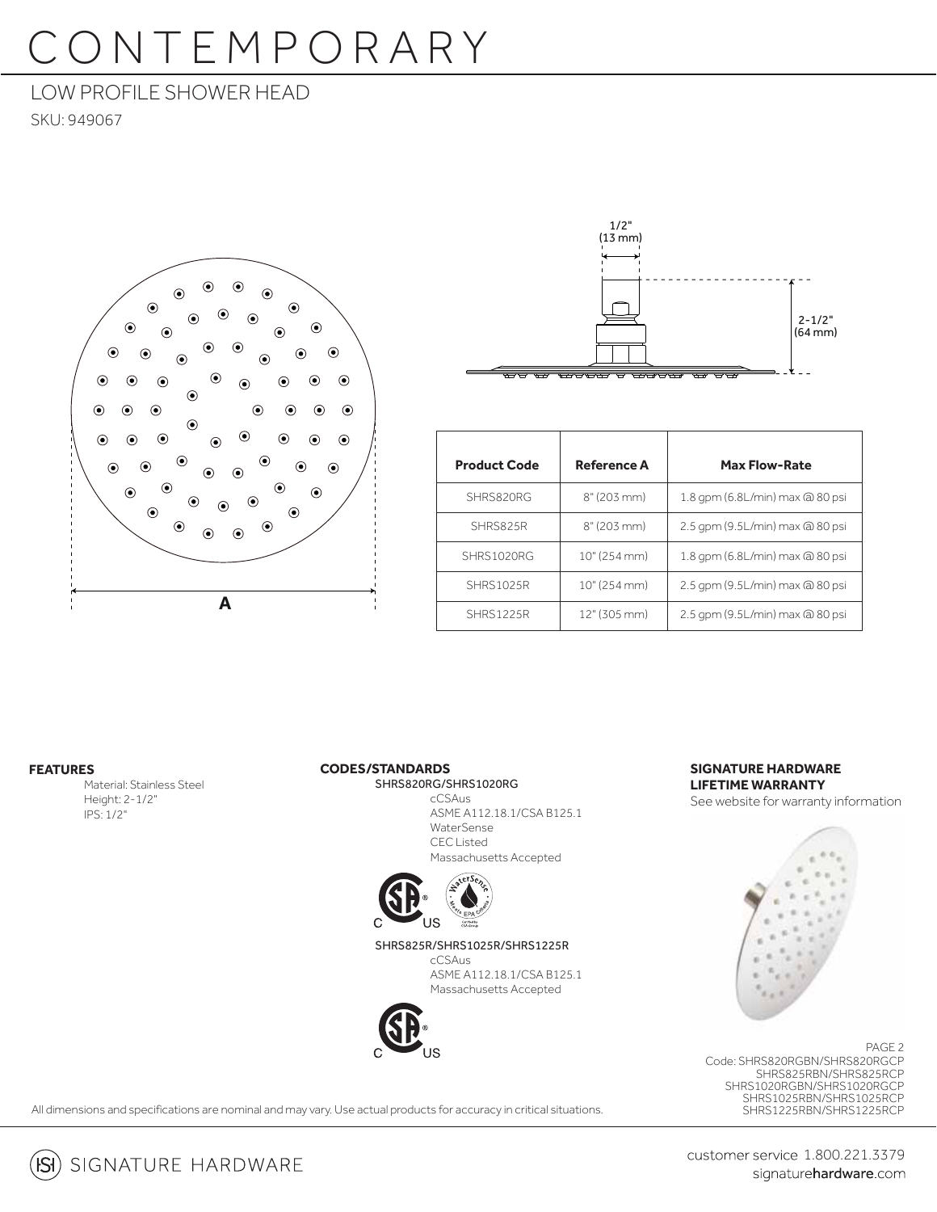// CONTEMPORARY

## LOW PROFILE SHOWER HEAD

SKU: 949067

1/2" (13 mm)

2-1/2" (64 mm)

A

| Product Code | Reference A | Max Flow-Rate |
|---|---|---|
| SHRS820RG | 8" (203 mm) | 1.8 gpm (6.8L/min) max @ 80 psi |
| SHRS825R | 8" (203 mm) | 2.5 gpm (9.5L/min) max @ 80 psi |
| SHRS1020RG | 10" (254 mm) | 1.8 gpm (6.8L/min) max @ 80 psi |
| SHRS1025R | 10" (254 mm) | 2.5 gpm (9.5L/min) max @ 80 psi |
| SHRS1225R | 12" (305 mm) | 2.5 gpm (9.5L/min) max @ 80 psi |

**FEATURES**

Material: Stainless Steel
Height: 2-1/2"
IPS: 1/2"

**CODES/STANDARDS**

SHRS820RG/SHRS1020RG

cCSAus
ASME A112.18.1/CSA B125.1
WaterSense
CEC Listed
Massachusetts Accepted

SHRS825R/SHRS1025R/SHRS1225R

cCSAus
ASME A112.18.1/CSA B125.1
Massachusetts Accepted

**SIGNATURE HARDWARE LIFETIME WARRANTY**

See website for warranty information

Code: SHRS820RGBN/SHRS820RGCP
SHRS825RBN/SHRS825RCP
SHRS1020RGBN/SHRS1020RGCP
SHRS1025RBN/SHRS1025RCP
SHRS1225RBN/SHRS1225RCP

All dimensions and specifications are nominal and may vary. Use actual products for accuracy in critical situations.

SIGNATURE HARDWARE

customer service 1.800.221.3379
signaturehardware.com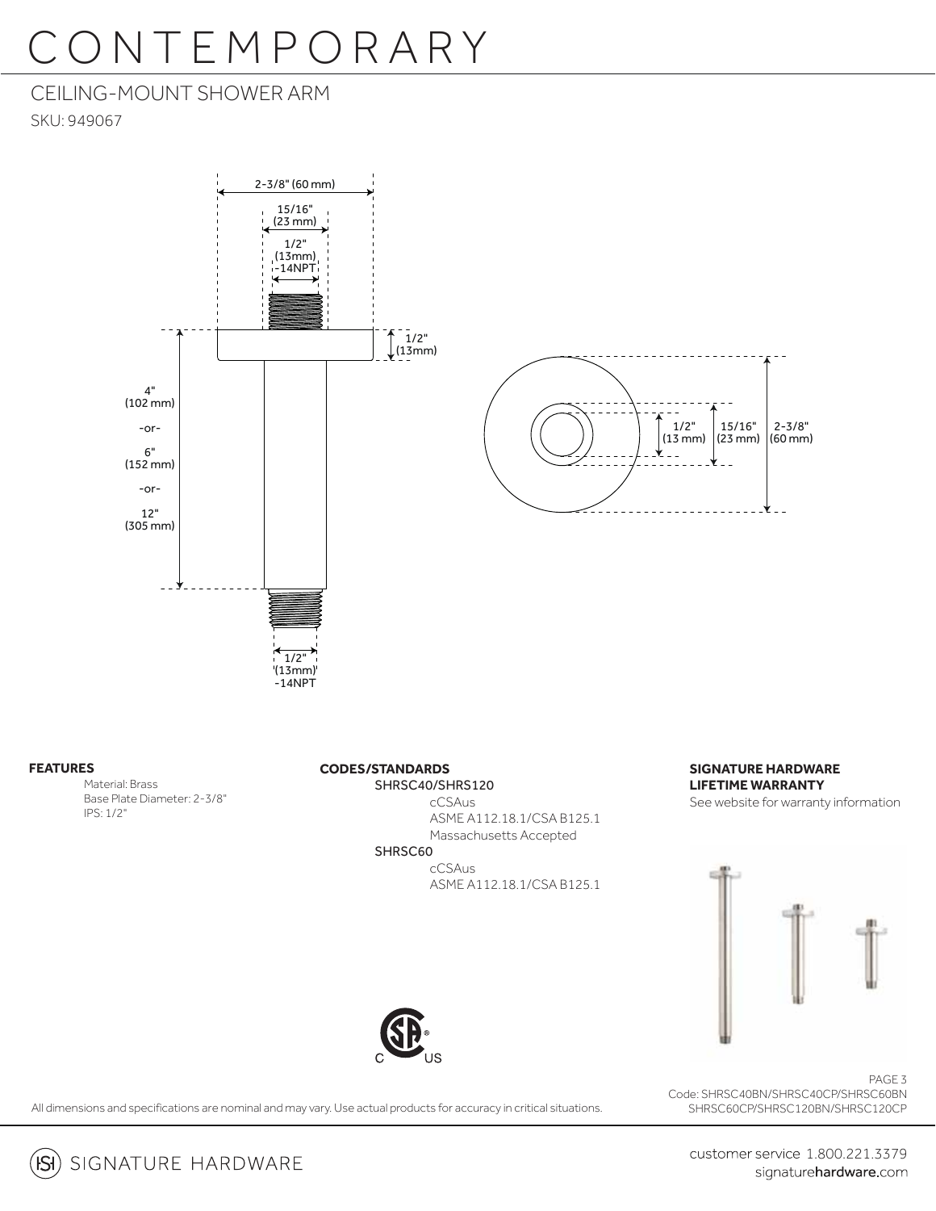# CONTEMPORARY

## CEILING-MOUNT SHOWER ARM

SKU: 949067

2-3/8" (60 mm)

15/16" (23 mm)

1/2" (13mm) -14NPT

1/2" (13mm)

4" (102 mm) -or- 6" (152 mm) -or- 12" (305 mm)

1/2" (13mm) -14NPT

1/2" (13 mm)

15/16" (23 mm)

2-3/8" (60 mm)

**FEATURES**

Material: Brass
Base Plate Diameter: 2-3/8"
IPS: 1/2"

**CODES/STANDARDS**

SHRSC40/SHRS120
- cCSAus
- ASME A112.18.1/CSA B125.1
- Massachusetts Accepted

SHRSC60
- cCSAus
- ASME A112.18.1/CSA B125.1

**SIGNATURE HARDWARE LIFETIME WARRANTY**

See website for warranty information

Code: SHRSC40BN/SHRSC40CP/SHRSC60BN SHRSC60CP/SHRSC120BN/SHRSC120CP

All dimensions and specifications are nominal and may vary. Use actual products for accuracy in critical situations.

SIGNATURE HARDWARE

customer service 1.800.221.3379
signaturehardware.com